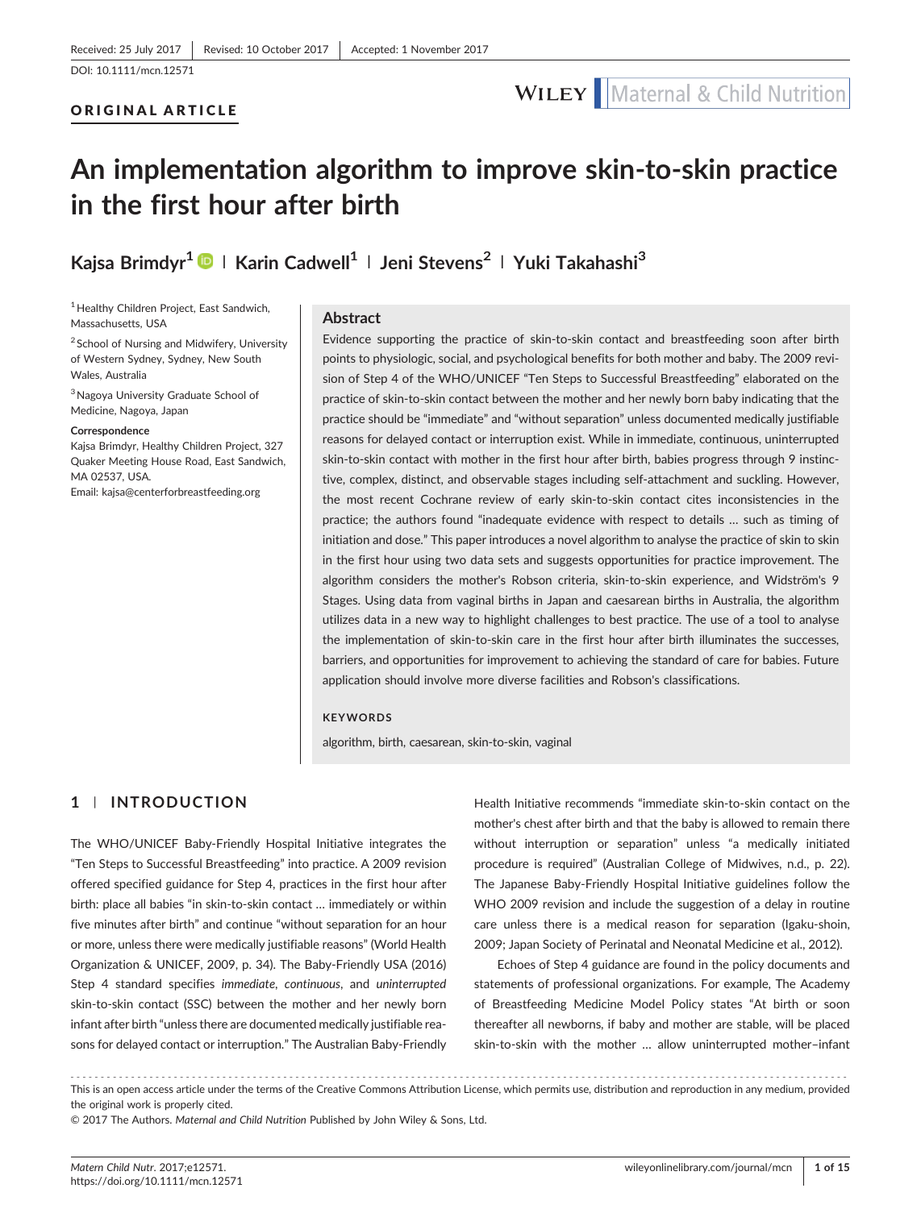Received: 25 July 2017 | Revised: 10 October 2017 | Accepted: 1 November 2017

DOI: 10.1111/mcn.12571

ORIGINAL ARTICLE

# An implementation algorithm to improve skin‐to‐skin practice in the first hour after birth

**Kajsa Brimdyr[1] | Karin Cadwell[1] | Jeni Stevens[2] | Yuki Takahashi[3]**

[1] Healthy Children Project, East Sandwich, Massachusetts, USA

[2] School of Nursing and Midwifery, University of Western Sydney, Sydney, New South Wales, Australia

[3] Nagoya University Graduate School of Medicine, Nagoya, Japan

**Correspondence**
Kajsa Brimdyr, Healthy Children Project, 327 Quaker Meeting House Road, East Sandwich, MA 02537, USA.
Email: kajsa@centerforbreastfeeding.org

## Abstract

Evidence supporting the practice of skin‐to‐skin contact and breastfeeding soon after birth points to physiologic, social, and psychological benefits for both mother and baby. The 2009 revision of Step 4 of the WHO/UNICEF "Ten Steps to Successful Breastfeeding" elaborated on the practice of skin‐to‐skin contact between the mother and her newly born baby indicating that the practice should be "immediate" and "without separation" unless documented medically justifiable reasons for delayed contact or interruption exist. While in immediate, continuous, uninterrupted skin‐to‐skin contact with mother in the first hour after birth, babies progress through 9 instinctive, complex, distinct, and observable stages including self‐attachment and suckling. However, the most recent Cochrane review of early skin‐to‐skin contact cites inconsistencies in the practice; the authors found "inadequate evidence with respect to details … such as timing of initiation and dose." This paper introduces a novel algorithm to analyse the practice of skin to skin in the first hour using two data sets and suggests opportunities for practice improvement. The algorithm considers the mother's Robson criteria, skin‐to‐skin experience, and Widström's 9 Stages. Using data from vaginal births in Japan and caesarean births in Australia, the algorithm utilizes data in a new way to highlight challenges to best practice. The use of a tool to analyse the implementation of skin‐to‐skin care in the first hour after birth illuminates the successes, barriers, and opportunities for improvement to achieving the standard of care for babies. Future application should involve more diverse facilities and Robson's classifications.

**KEYWORDS**

algorithm, birth, caesarean, skin‐to‐skin, vaginal

## 1 | INTRODUCTION

The WHO/UNICEF Baby‐Friendly Hospital Initiative integrates the "Ten Steps to Successful Breastfeeding" into practice. A 2009 revision offered specified guidance for Step 4, practices in the first hour after birth: place all babies "in skin‐to‐skin contact … immediately or within five minutes after birth" and continue "without separation for an hour or more, unless there were medically justifiable reasons" (World Health Organization & UNICEF, 2009, p. 34). The Baby‐Friendly USA (2016) Step 4 standard specifies *immediate*, *continuous*, and *uninterrupted* skin‐to‐skin contact (SSC) between the mother and her newly born infant after birth "unless there are documented medically justifiable reasons for delayed contact or interruption." The Australian Baby‐Friendly Health Initiative recommends "immediate skin‐to‐skin contact on the mother's chest after birth and that the baby is allowed to remain there without interruption or separation" unless "a medically initiated procedure is required" (Australian College of Midwives, n.d., p. 22). The Japanese Baby‐Friendly Hospital Initiative guidelines follow the WHO 2009 revision and include the suggestion of a delay in routine care unless there is a medical reason for separation (Igaku‐shoin, 2009; Japan Society of Perinatal and Neonatal Medicine et al., 2012).

Echoes of Step 4 guidance are found in the policy documents and statements of professional organizations. For example, The Academy of Breastfeeding Medicine Model Policy states "At birth or soon thereafter all newborns, if baby and mother are stable, will be placed skin‐to‐skin with the mother … allow uninterrupted mother–infant

This is an open access article under the terms of the Creative Commons Attribution License, which permits use, distribution and reproduction in any medium, provided the original work is properly cited.

© 2017 The Authors. *Maternal and Child Nutrition* Published by John Wiley & Sons, Ltd.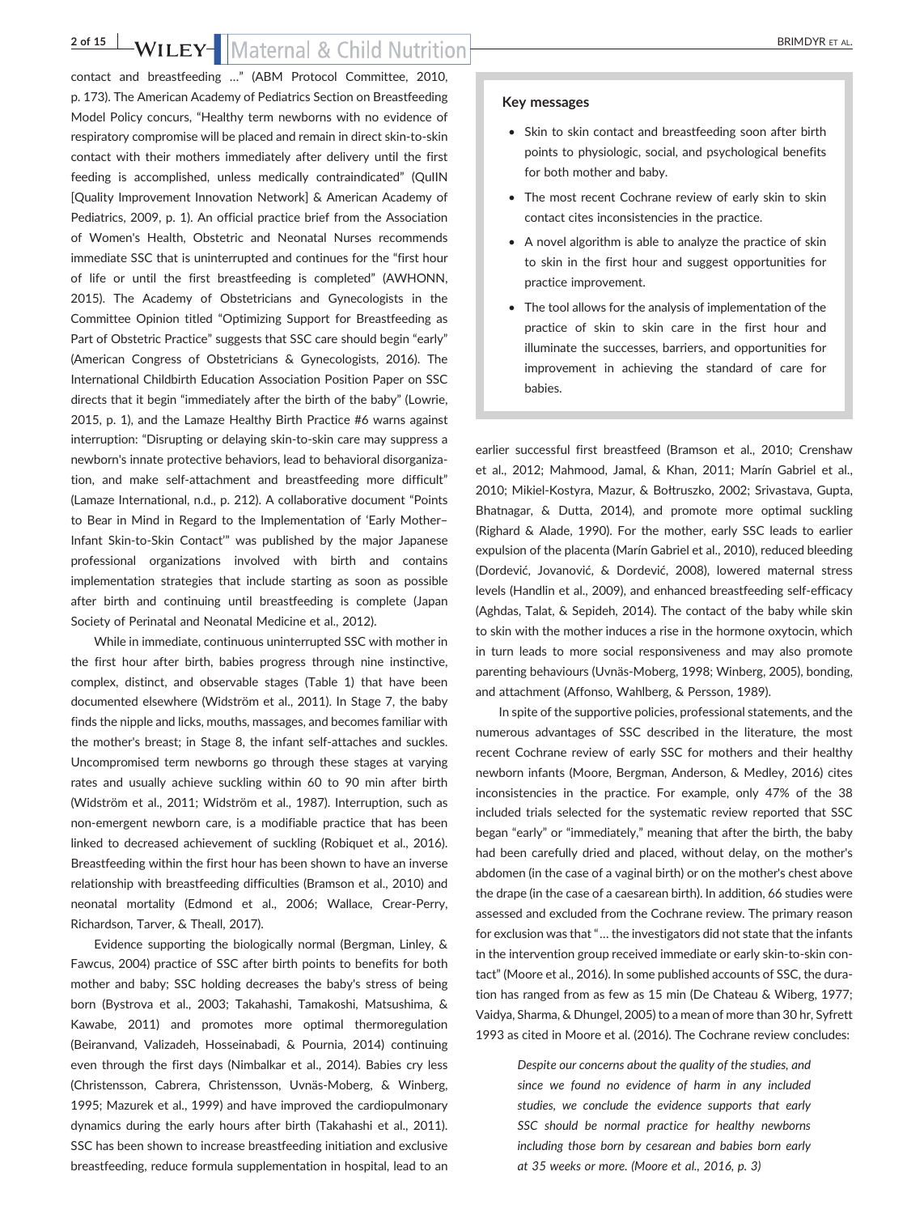contact and breastfeeding …" (ABM Protocol Committee, 2010, p. 173). The American Academy of Pediatrics Section on Breastfeeding Model Policy concurs, "Healthy term newborns with no evidence of respiratory compromise will be placed and remain in direct skin-to-skin contact with their mothers immediately after delivery until the first feeding is accomplished, unless medically contraindicated" (QuIIN [Quality Improvement Innovation Network] & American Academy of Pediatrics, 2009, p. 1). An official practice brief from the Association of Women's Health, Obstetric and Neonatal Nurses recommends immediate SSC that is uninterrupted and continues for the "first hour of life or until the first breastfeeding is completed" (AWHONN, 2015). The Academy of Obstetricians and Gynecologists in the Committee Opinion titled "Optimizing Support for Breastfeeding as Part of Obstetric Practice" suggests that SSC care should begin "early" (American Congress of Obstetricians & Gynecologists, 2016). The International Childbirth Education Association Position Paper on SSC directs that it begin "immediately after the birth of the baby" (Lowrie, 2015, p. 1), and the Lamaze Healthy Birth Practice #6 warns against interruption: "Disrupting or delaying skin-to-skin care may suppress a newborn's innate protective behaviors, lead to behavioral disorganization, and make self-attachment and breastfeeding more difficult" (Lamaze International, n.d., p. 212). A collaborative document "Points to Bear in Mind in Regard to the Implementation of 'Early Mother–Infant Skin-to-Skin Contact'" was published by the major Japanese professional organizations involved with birth and contains implementation strategies that include starting as soon as possible after birth and continuing until breastfeeding is complete (Japan Society of Perinatal and Neonatal Medicine et al., 2012).

While in immediate, continuous uninterrupted SSC with mother in the first hour after birth, babies progress through nine instinctive, complex, distinct, and observable stages (Table 1) that have been documented elsewhere (Widström et al., 2011). In Stage 7, the baby finds the nipple and licks, mouths, massages, and becomes familiar with the mother's breast; in Stage 8, the infant self-attaches and suckles. Uncompromised term newborns go through these stages at varying rates and usually achieve suckling within 60 to 90 min after birth (Widström et al., 2011; Widström et al., 1987). Interruption, such as non-emergent newborn care, is a modifiable practice that has been linked to decreased achievement of suckling (Robiquet et al., 2016). Breastfeeding within the first hour has been shown to have an inverse relationship with breastfeeding difficulties (Bramson et al., 2010) and neonatal mortality (Edmond et al., 2006; Wallace, Crear-Perry, Richardson, Tarver, & Theall, 2017).

Evidence supporting the biologically normal (Bergman, Linley, & Fawcus, 2004) practice of SSC after birth points to benefits for both mother and baby; SSC holding decreases the baby's stress of being born (Bystrova et al., 2003; Takahashi, Tamakoshi, Matsushima, & Kawabe, 2011) and promotes more optimal thermoregulation (Beiranvand, Valizadeh, Hosseinabadi, & Pournia, 2014) continuing even through the first days (Nimbalkar et al., 2014). Babies cry less (Christensson, Cabrera, Christensson, Uvnäs-Moberg, & Winberg, 1995; Mazurek et al., 1999) and have improved the cardiopulmonary dynamics during the early hours after birth (Takahashi et al., 2011). SSC has been shown to increase breastfeeding initiation and exclusive breastfeeding, reduce formula supplementation in hospital, lead to an earlier successful first breastfeed (Bramson et al., 2010; Crenshaw et al., 2012; Mahmood, Jamal, & Khan, 2011; Marín Gabriel et al., 2010; Mikiel-Kostyra, Mazur, & Bołtruszko, 2002; Srivastava, Gupta, Bhatnagar, & Dutta, 2014), and promote more optimal suckling (Righard & Alade, 1990). For the mother, early SSC leads to earlier expulsion of the placenta (Marín Gabriel et al., 2010), reduced bleeding (Dordević, Jovanović, & Dordević, 2008), lowered maternal stress levels (Handlin et al., 2009), and enhanced breastfeeding self-efficacy (Aghdas, Talat, & Sepideh, 2014). The contact of the baby while skin to skin with the mother induces a rise in the hormone oxytocin, which in turn leads to more social responsiveness and may also promote parenting behaviours (Uvnäs-Moberg, 1998; Winberg, 2005), bonding, and attachment (Affonso, Wahlberg, & Persson, 1989).

In spite of the supportive policies, professional statements, and the numerous advantages of SSC described in the literature, the most recent Cochrane review of early SSC for mothers and their healthy newborn infants (Moore, Bergman, Anderson, & Medley, 2016) cites inconsistencies in the practice. For example, only 47% of the 38 included trials selected for the systematic review reported that SSC began "early" or "immediately," meaning that after the birth, the baby had been carefully dried and placed, without delay, on the mother's abdomen (in the case of a vaginal birth) or on the mother's chest above the drape (in the case of a caesarean birth). In addition, 66 studies were assessed and excluded from the Cochrane review. The primary reason for exclusion was that "… the investigators did not state that the infants in the intervention group received immediate or early skin-to-skin contact" (Moore et al., 2016). In some published accounts of SSC, the duration has ranged from as few as 15 min (De Chateau & Wiberg, 1977; Vaidya, Sharma, & Dhungel, 2005) to a mean of more than 30 hr, Syfrett 1993 as cited in Moore et al. (2016). The Cochrane review concludes:

> *Despite our concerns about the quality of the studies, and since we found no evidence of harm in any included studies, we conclude the evidence supports that early SSC should be normal practice for healthy newborns including those born by cesarean and babies born early at 35 weeks or more. (Moore et al., 2016, p. 3)*

> **Key messages**
>
> - Skin to skin contact and breastfeeding soon after birth points to physiologic, social, and psychological benefits for both mother and baby.
> - The most recent Cochrane review of early skin to skin contact cites inconsistencies in the practice.
> - A novel algorithm is able to analyze the practice of skin to skin in the first hour and suggest opportunities for practice improvement.
> - The tool allows for the analysis of implementation of the practice of skin to skin care in the first hour and illuminate the successes, barriers, and opportunities for improvement in achieving the standard of care for babies.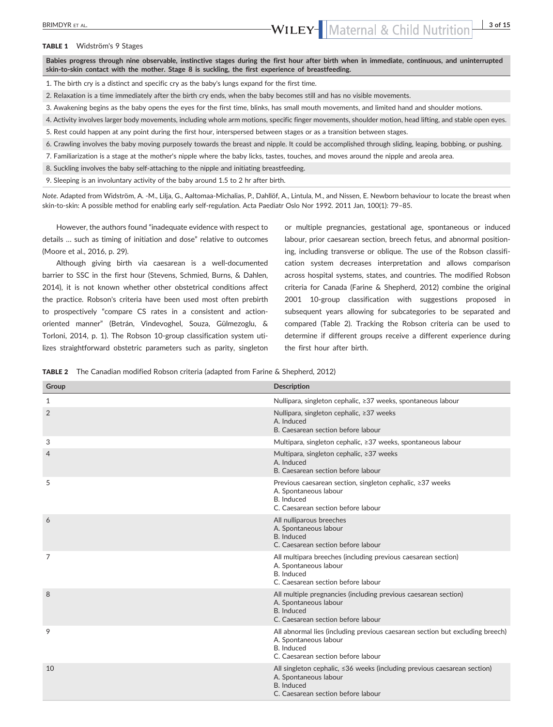**TABLE 1** Widström's 9 Stages

| Babies progress through nine observable, instinctive stages during the first hour after birth when in immediate, continuous, and uninterrupted skin-to-skin contact with the mother. Stage 8 is suckling, the first experience of breastfeeding. |
|---|
| 1. The birth cry is a distinct and specific cry as the baby's lungs expand for the first time. |
| 2. Relaxation is a time immediately after the birth cry ends, when the baby becomes still and has no visible movements. |
| 3. Awakening begins as the baby opens the eyes for the first time, blinks, has small mouth movements, and limited hand and shoulder motions. |
| 4. Activity involves larger body movements, including whole arm motions, specific finger movements, shoulder motion, head lifting, and stable open eyes. |
| 5. Rest could happen at any point during the first hour, interspersed between stages or as a transition between stages. |
| 6. Crawling involves the baby moving purposely towards the breast and nipple. It could be accomplished through sliding, leaping, bobbing, or pushing. |
| 7. Familiarization is a stage at the mother's nipple where the baby licks, tastes, touches, and moves around the nipple and areola area. |
| 8. Suckling involves the baby self-attaching to the nipple and initiating breastfeeding. |
| 9. Sleeping is an involuntary activity of the baby around 1.5 to 2 hr after birth. |

*Note*. Adapted from Widström, A. -M., Lilja, G., Aaltomaa-Michalias, P., Dahllöf, A., Lintula, M., and Nissen, E. Newborn behaviour to locate the breast when skin-to-skin: A possible method for enabling early self-regulation. Acta Paediatr Oslo Nor 1992. 2011 Jan, 100(1): 79–85.

However, the authors found "inadequate evidence with respect to details … such as timing of initiation and dose" relative to outcomes (Moore et al., 2016, p. 29).

Although giving birth via caesarean is a well-documented barrier to SSC in the first hour (Stevens, Schmied, Burns, & Dahlen, 2014), it is not known whether other obstetrical conditions affect the practice. Robson's criteria have been used most often prebirth to prospectively "compare CS rates in a consistent and action-oriented manner" (Betrán, Vindevoghel, Souza, Gülmezoglu, & Torloni, 2014, p. 1). The Robson 10-group classification system utilizes straightforward obstetric parameters such as parity, singleton or multiple pregnancies, gestational age, spontaneous or induced labour, prior caesarean section, breech fetus, and abnormal positioning, including transverse or oblique. The use of the Robson classification system decreases interpretation and allows comparison across hospital systems, states, and countries. The modified Robson criteria for Canada (Farine & Shepherd, 2012) combine the original 2001 10-group classification with suggestions proposed in subsequent years allowing for subcategories to be separated and compared (Table 2). Tracking the Robson criteria can be used to determine if different groups receive a different experience during the first hour after birth.

**TABLE 2** The Canadian modified Robson criteria (adapted from Farine & Shepherd, 2012)

| Group | Description |
|---|---|
| 1 | Nullipara, singleton cephalic, ≥37 weeks, spontaneous labour |
| 2 | Nullipara, singleton cephalic, ≥37 weeks<br>A. Induced<br>B. Caesarean section before labour |
| 3 | Multipara, singleton cephalic, ≥37 weeks, spontaneous labour |
| 4 | Multipara, singleton cephalic, ≥37 weeks<br>A. Induced<br>B. Caesarean section before labour |
| 5 | Previous caesarean section, singleton cephalic, ≥37 weeks<br>A. Spontaneous labour<br>B. Induced<br>C. Caesarean section before labour |
| 6 | All nulliparous breeches<br>A. Spontaneous labour<br>B. Induced<br>C. Caesarean section before labour |
| 7 | All multipara breeches (including previous caesarean section)<br>A. Spontaneous labour<br>B. Induced<br>C. Caesarean section before labour |
| 8 | All multiple pregnancies (including previous caesarean section)<br>A. Spontaneous labour<br>B. Induced<br>C. Caesarean section before labour |
| 9 | All abnormal lies (including previous caesarean section but excluding breech)<br>A. Spontaneous labour<br>B. Induced<br>C. Caesarean section before labour |
| 10 | All singleton cephalic, ≤36 weeks (including previous caesarean section)<br>A. Spontaneous labour<br>B. Induced<br>C. Caesarean section before labour |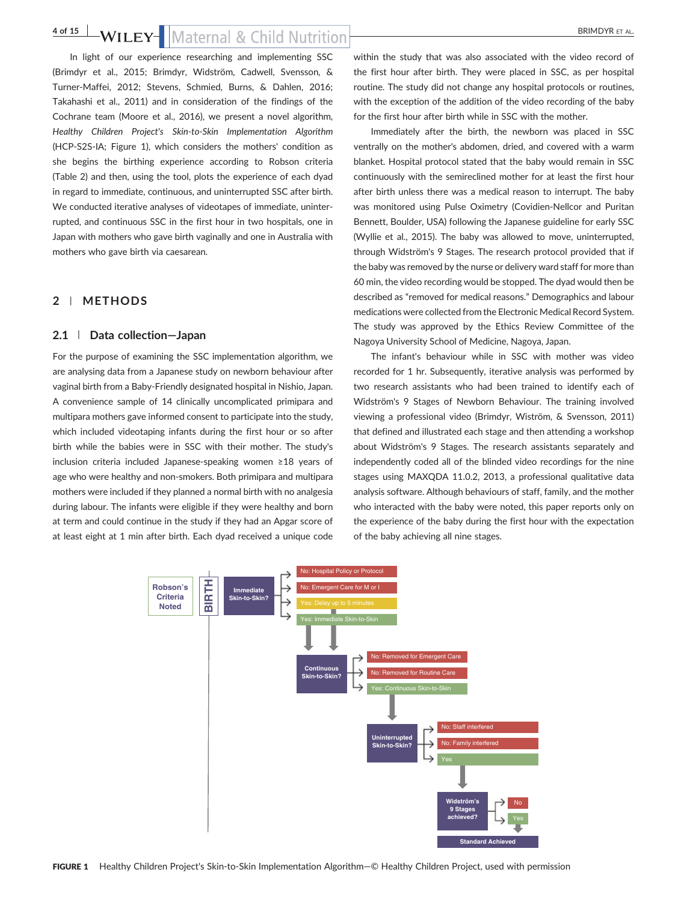In light of our experience researching and implementing SSC (Brimdyr et al., 2015; Brimdyr, Widström, Cadwell, Svensson, & Turner-Maffei, 2012; Stevens, Schmied, Burns, & Dahlen, 2016; Takahashi et al., 2011) and in consideration of the findings of the Cochrane team (Moore et al., 2016), we present a novel algorithm, *Healthy Children Project's Skin-to-Skin Implementation Algorithm* (HCP-S2S-IA; Figure 1), which considers the mothers' condition as she begins the birthing experience according to Robson criteria (Table 2) and then, using the tool, plots the experience of each dyad in regard to immediate, continuous, and uninterrupted SSC after birth. We conducted iterative analyses of videotapes of immediate, uninterrupted, and continuous SSC in the first hour in two hospitals, one in Japan with mothers who gave birth vaginally and one in Australia with mothers who gave birth via caesarean.

## 2 | METHODS

### 2.1 | Data collection—Japan

For the purpose of examining the SSC implementation algorithm, we are analysing data from a Japanese study on newborn behaviour after vaginal birth from a Baby-Friendly designated hospital in Nishio, Japan. A convenience sample of 14 clinically uncomplicated primipara and multipara mothers gave informed consent to participate into the study, which included videotaping infants during the first hour or so after birth while the babies were in SSC with their mother. The study's inclusion criteria included Japanese-speaking women ≥18 years of age who were healthy and non-smokers. Both primipara and multipara mothers were included if they planned a normal birth with no analgesia during labour. The infants were eligible if they were healthy and born at term and could continue in the study if they had an Apgar score of at least eight at 1 min after birth. Each dyad received a unique code within the study that was also associated with the video record of the first hour after birth. They were placed in SSC, as per hospital routine. The study did not change any hospital protocols or routines, with the exception of the addition of the video recording of the baby for the first hour after birth while in SSC with the mother.

Immediately after the birth, the newborn was placed in SSC ventrally on the mother's abdomen, dried, and covered with a warm blanket. Hospital protocol stated that the baby would remain in SSC continuously with the semireclined mother for at least the first hour after birth unless there was a medical reason to interrupt. The baby was monitored using Pulse Oximetry (Covidien-Nellcor and Puritan Bennett, Boulder, USA) following the Japanese guideline for early SSC (Wyllie et al., 2015). The baby was allowed to move, uninterrupted, through Widström's 9 Stages. The research protocol provided that if the baby was removed by the nurse or delivery ward staff for more than 60 min, the video recording would be stopped. The dyad would then be described as "removed for medical reasons." Demographics and labour medications were collected from the Electronic Medical Record System. The study was approved by the Ethics Review Committee of the Nagoya University School of Medicine, Nagoya, Japan.

The infant's behaviour while in SSC with mother was video recorded for 1 hr. Subsequently, iterative analysis was performed by two research assistants who had been trained to identify each of Widström's 9 Stages of Newborn Behaviour. The training involved viewing a professional video (Brimdyr, Wiström, & Svensson, 2011) that defined and illustrated each stage and then attending a workshop about Widström's 9 Stages. The research assistants separately and independently coded all of the blinded video recordings for the nine stages using MAXQDA 11.0.2, 2013, a professional qualitative data analysis software. Although behaviours of staff, family, and the mother who interacted with the baby were noted, this paper reports only on the experience of the baby during the first hour with the expectation of the baby achieving all nine stages.

Robson's Criteria Noted → BIRTH → Immediate Skin-to-Skin?
- No: Hospital Policy or Protocol
- No: Emergent Care for M or I
- Yes: Delay up to 5 minutes
- Yes: Immediate Skin-to-Skin

→ Continuous Skin-to-Skin?
- No: Removed for Emergent Care
- No: Removed for Routine Care
- Yes: Continuous Skin-to-Skin

→ Uninterrupted Skin-to-Skin?
- No: Staff interfered
- No: Family interfered
- Yes

→ Widström's 9 Stages achieved?
- No
- Yes → Standard Achieved

**FIGURE 1** Healthy Children Project's Skin-to-Skin Implementation Algorithm—© Healthy Children Project, used with permission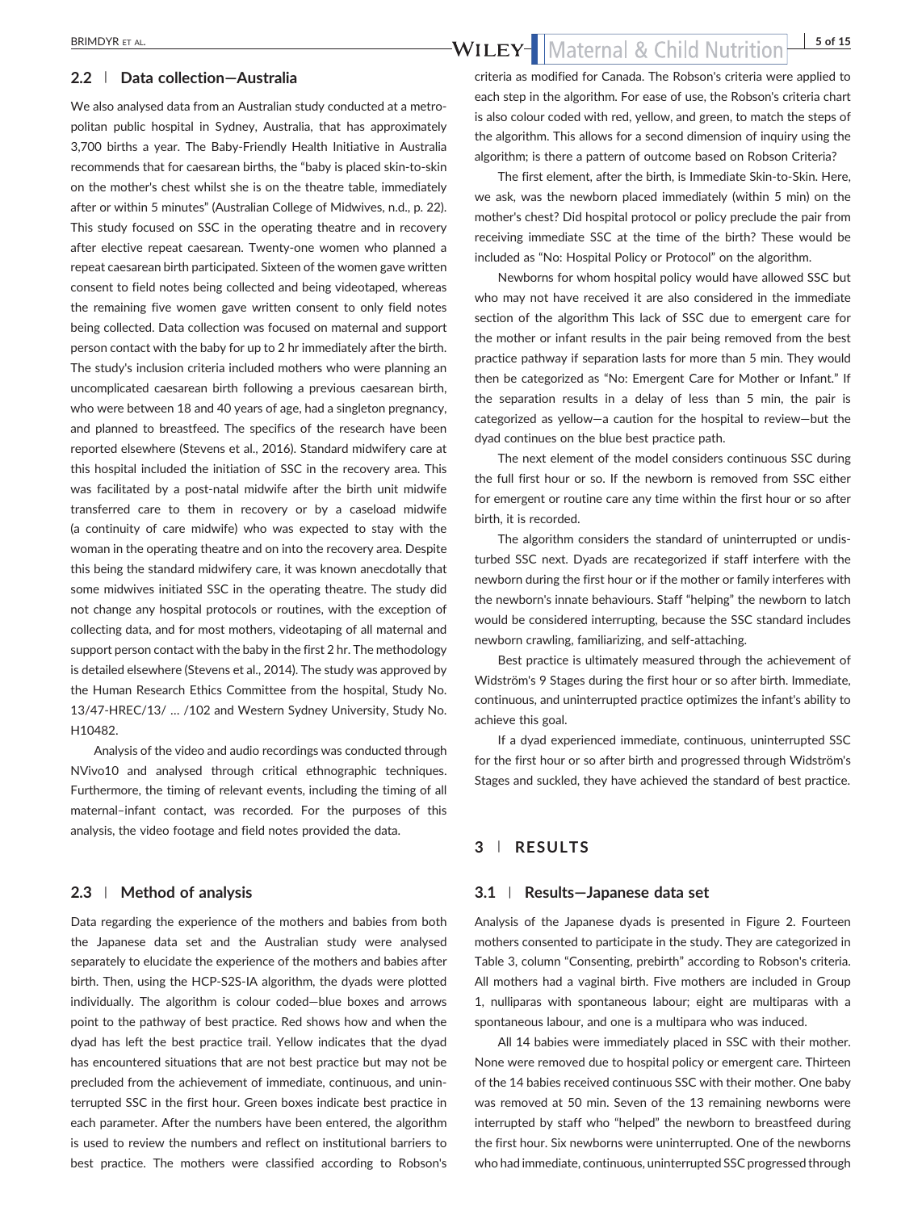### 2.2 | Data collection—Australia

We also analysed data from an Australian study conducted at a metropolitan public hospital in Sydney, Australia, that has approximately 3,700 births a year. The Baby-Friendly Health Initiative in Australia recommends that for caesarean births, the "baby is placed skin-to-skin on the mother's chest whilst she is on the theatre table, immediately after or within 5 minutes" (Australian College of Midwives, n.d., p. 22). This study focused on SSC in the operating theatre and in recovery after elective repeat caesarean. Twenty-one women who planned a repeat caesarean birth participated. Sixteen of the women gave written consent to field notes being collected and being videotaped, whereas the remaining five women gave written consent to only field notes being collected. Data collection was focused on maternal and support person contact with the baby for up to 2 hr immediately after the birth. The study's inclusion criteria included mothers who were planning an uncomplicated caesarean birth following a previous caesarean birth, who were between 18 and 40 years of age, had a singleton pregnancy, and planned to breastfeed. The specifics of the research have been reported elsewhere (Stevens et al., 2016). Standard midwifery care at this hospital included the initiation of SSC in the recovery area. This was facilitated by a post-natal midwife after the birth unit midwife transferred care to them in recovery or by a caseload midwife (a continuity of care midwife) who was expected to stay with the woman in the operating theatre and on into the recovery area. Despite this being the standard midwifery care, it was known anecdotally that some midwives initiated SSC in the operating theatre. The study did not change any hospital protocols or routines, with the exception of collecting data, and for most mothers, videotaping of all maternal and support person contact with the baby in the first 2 hr. The methodology is detailed elsewhere (Stevens et al., 2014). The study was approved by the Human Research Ethics Committee from the hospital, Study No. 13/47-HREC/13/ … /102 and Western Sydney University, Study No. H10482.

Analysis of the video and audio recordings was conducted through NVivo10 and analysed through critical ethnographic techniques. Furthermore, the timing of relevant events, including the timing of all maternal–infant contact, was recorded. For the purposes of this analysis, the video footage and field notes provided the data.

### 2.3 | Method of analysis

Data regarding the experience of the mothers and babies from both the Japanese data set and the Australian study were analysed separately to elucidate the experience of the mothers and babies after birth. Then, using the HCP-S2S-IA algorithm, the dyads were plotted individually. The algorithm is colour coded—blue boxes and arrows point to the pathway of best practice. Red shows how and when the dyad has left the best practice trail. Yellow indicates that the dyad has encountered situations that are not best practice but may not be precluded from the achievement of immediate, continuous, and uninterrupted SSC in the first hour. Green boxes indicate best practice in each parameter. After the numbers have been entered, the algorithm is used to review the numbers and reflect on institutional barriers to best practice. The mothers were classified according to Robson's criteria as modified for Canada. The Robson's criteria were applied to each step in the algorithm. For ease of use, the Robson's criteria chart is also colour coded with red, yellow, and green, to match the steps of the algorithm. This allows for a second dimension of inquiry using the algorithm; is there a pattern of outcome based on Robson Criteria?

The first element, after the birth, is Immediate Skin-to-Skin. Here, we ask, was the newborn placed immediately (within 5 min) on the mother's chest? Did hospital protocol or policy preclude the pair from receiving immediate SSC at the time of the birth? These would be included as "No: Hospital Policy or Protocol" on the algorithm.

Newborns for whom hospital policy would have allowed SSC but who may not have received it are also considered in the immediate section of the algorithm This lack of SSC due to emergent care for the mother or infant results in the pair being removed from the best practice pathway if separation lasts for more than 5 min. They would then be categorized as "No: Emergent Care for Mother or Infant." If the separation results in a delay of less than 5 min, the pair is categorized as yellow—a caution for the hospital to review—but the dyad continues on the blue best practice path.

The next element of the model considers continuous SSC during the full first hour or so. If the newborn is removed from SSC either for emergent or routine care any time within the first hour or so after birth, it is recorded.

The algorithm considers the standard of uninterrupted or undisturbed SSC next. Dyads are recategorized if staff interfere with the newborn during the first hour or if the mother or family interferes with the newborn's innate behaviours. Staff "helping" the newborn to latch would be considered interrupting, because the SSC standard includes newborn crawling, familiarizing, and self-attaching.

Best practice is ultimately measured through the achievement of Widström's 9 Stages during the first hour or so after birth. Immediate, continuous, and uninterrupted practice optimizes the infant's ability to achieve this goal.

If a dyad experienced immediate, continuous, uninterrupted SSC for the first hour or so after birth and progressed through Widström's Stages and suckled, they have achieved the standard of best practice.

## 3 | RESULTS

### 3.1 | Results—Japanese data set

Analysis of the Japanese dyads is presented in Figure 2. Fourteen mothers consented to participate in the study. They are categorized in Table 3, column "Consenting, prebirth" according to Robson's criteria. All mothers had a vaginal birth. Five mothers are included in Group 1, nulliparas with spontaneous labour; eight are multiparas with a spontaneous labour, and one is a multipara who was induced.

All 14 babies were immediately placed in SSC with their mother. None were removed due to hospital policy or emergent care. Thirteen of the 14 babies received continuous SSC with their mother. One baby was removed at 50 min. Seven of the 13 remaining newborns were interrupted by staff who "helped" the newborn to breastfeed during the first hour. Six newborns were uninterrupted. One of the newborns who had immediate, continuous, uninterrupted SSC progressed through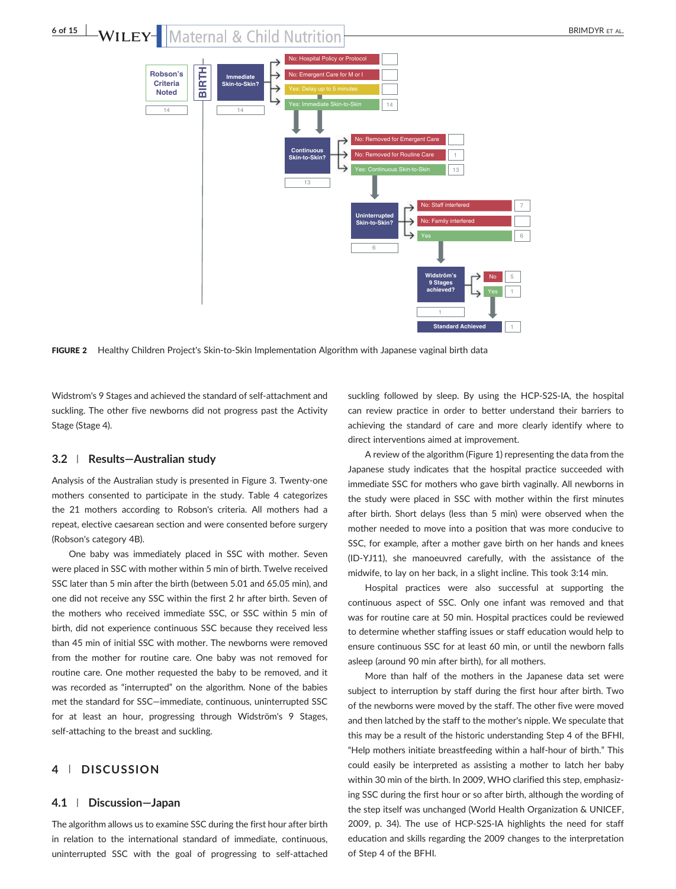Robson's Criteria Noted

14

BIRTH

Immediate Skin-to-Skin?

14

No: Hospital Policy or Protocol

No: Emergent Care for M or I

Yes: Delay up to 5 minutes

Yes: Immediate Skin-to-Skin — 14

Continuous Skin-to-Skin?

13

No: Removed for Emergent Care

No: Removed for Routine Care — 1

Yes: Continuous Skin-to-Skin — 13

Uninterrupted Skin-to-Skin?

6

No: Staff interfered — 7

No: Family interfered

Yes — 6

Widström's 9 Stages achieved?

1

No — 5

Yes — 1

Standard Achieved — 1

**FIGURE 2** Healthy Children Project's Skin-to-Skin Implementation Algorithm with Japanese vaginal birth data

Widstrom's 9 Stages and achieved the standard of self-attachment and suckling. The other five newborns did not progress past the Activity Stage (Stage 4).

## 3.2 | Results—Australian study

Analysis of the Australian study is presented in Figure 3. Twenty-one mothers consented to participate in the study. Table 4 categorizes the 21 mothers according to Robson's criteria. All mothers had a repeat, elective caesarean section and were consented before surgery (Robson's category 4B).

One baby was immediately placed in SSC with mother. Seven were placed in SSC with mother within 5 min of birth. Twelve received SSC later than 5 min after the birth (between 5.01 and 65.05 min), and one did not receive any SSC within the first 2 hr after birth. Seven of the mothers who received immediate SSC, or SSC within 5 min of birth, did not experience continuous SSC because they received less than 45 min of initial SSC with mother. The newborns were removed from the mother for routine care. One baby was not removed for routine care. One mother requested the baby to be removed, and it was recorded as "interrupted" on the algorithm. None of the babies met the standard for SSC—immediate, continuous, uninterrupted SSC for at least an hour, progressing through Widström's 9 Stages, self-attaching to the breast and suckling.

# 4 | DISCUSSION

## 4.1 | Discussion—Japan

The algorithm allows us to examine SSC during the first hour after birth in relation to the international standard of immediate, continuous, uninterrupted SSC with the goal of progressing to self-attached suckling followed by sleep. By using the HCP-S2S-IA, the hospital can review practice in order to better understand their barriers to achieving the standard of care and more clearly identify where to direct interventions aimed at improvement.

A review of the algorithm (Figure 1) representing the data from the Japanese study indicates that the hospital practice succeeded with immediate SSC for mothers who gave birth vaginally. All newborns in the study were placed in SSC with mother within the first minutes after birth. Short delays (less than 5 min) were observed when the mother needed to move into a position that was more conducive to SSC, for example, after a mother gave birth on her hands and knees (ID-YJ11), she manoeuvred carefully, with the assistance of the midwife, to lay on her back, in a slight incline. This took 3:14 min.

Hospital practices were also successful at supporting the continuous aspect of SSC. Only one infant was removed and that was for routine care at 50 min. Hospital practices could be reviewed to determine whether staffing issues or staff education would help to ensure continuous SSC for at least 60 min, or until the newborn falls asleep (around 90 min after birth), for all mothers.

More than half of the mothers in the Japanese data set were subject to interruption by staff during the first hour after birth. Two of the newborns were moved by the staff. The other five were moved and then latched by the staff to the mother's nipple. We speculate that this may be a result of the historic understanding Step 4 of the BFHI, "Help mothers initiate breastfeeding within a half-hour of birth." This could easily be interpreted as assisting a mother to latch her baby within 30 min of the birth. In 2009, WHO clarified this step, emphasizing SSC during the first hour or so after birth, although the wording of the step itself was unchanged (World Health Organization & UNICEF, 2009, p. 34). The use of HCP-S2S-IA highlights the need for staff education and skills regarding the 2009 changes to the interpretation of Step 4 of the BFHI.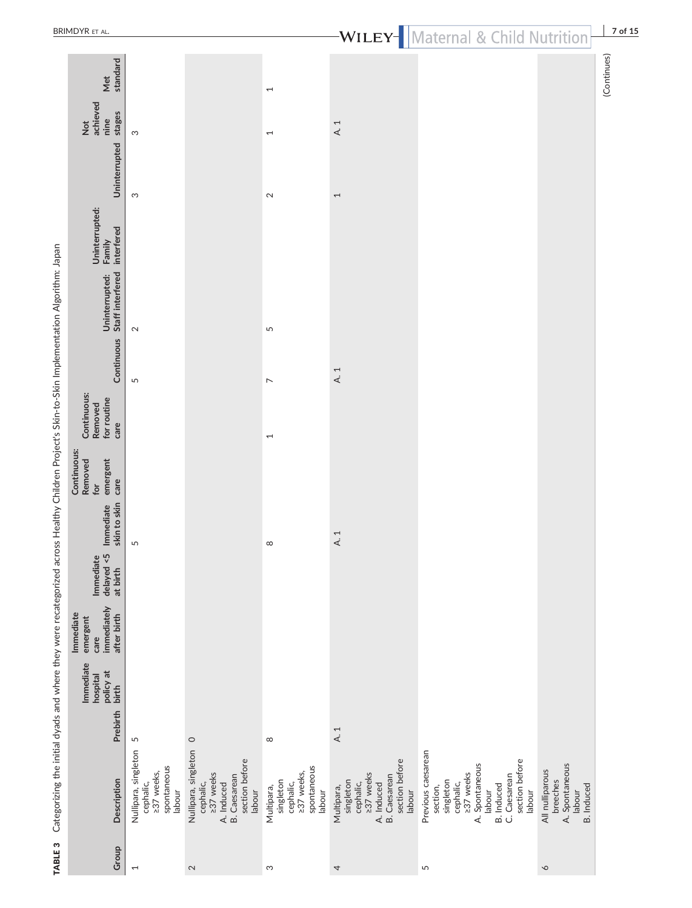**TABLE 3** Categorizing the initial dyads and where they were recategorized across Healthy Children Project's Skin-to-Skin Implementation Algorithm: Japan

| Group | Description | Prebirth | Immediate hospital policy at birth | Immediate emergent care immediately after birth | Immediate delayed <5 at birth | Immediate skin to skin | Continuous: Removed for emergent care | Continuous: Removed for routine care | Continuous | Uninterrupted: Staff interfered | Uninterrupted: Family interfered | Uninterrupted | Not achieved nine stages | Met standard |
|---|---|---|---|---|---|---|---|---|---|---|---|---|---|---|
| 1 | Nullipara, singleton cephalic, ≥37 weeks, spontaneous labour | 5 | | | | 5 | | | 5 | 2 | | 3 | 3 | |
| 2 | Nullipara, singleton cephalic, ≥37 weeks<br>A. Induced<br>B. Caesarean section before labour | 0 | | | | | | | | | | | | |
| 3 | Multipara, singleton cephalic, ≥37 weeks, spontaneous labour | 8 | | | | 8 | | 1 | 7 | 5 | | 2 | 1 | 1 |
| 4 | Multipara, singleton cephalic, ≥37 weeks<br>A. Induced<br>B. Caesarean section before labour | A. 1 | | | | A. 1 | | | A. 1 | | | 1 | A. 1 | |
| 5 | Previous caesarean section, singleton cephalic, ≥37 weeks<br>A. Spontaneous labour<br>B. Induced<br>C. Caesarean section before labour | | | | | | | | | | | | | |
| 6 | All nulliparous breeches<br>A. Spontaneous labour<br>B. Induced | | | | | | | | | | | | | |

(Continues)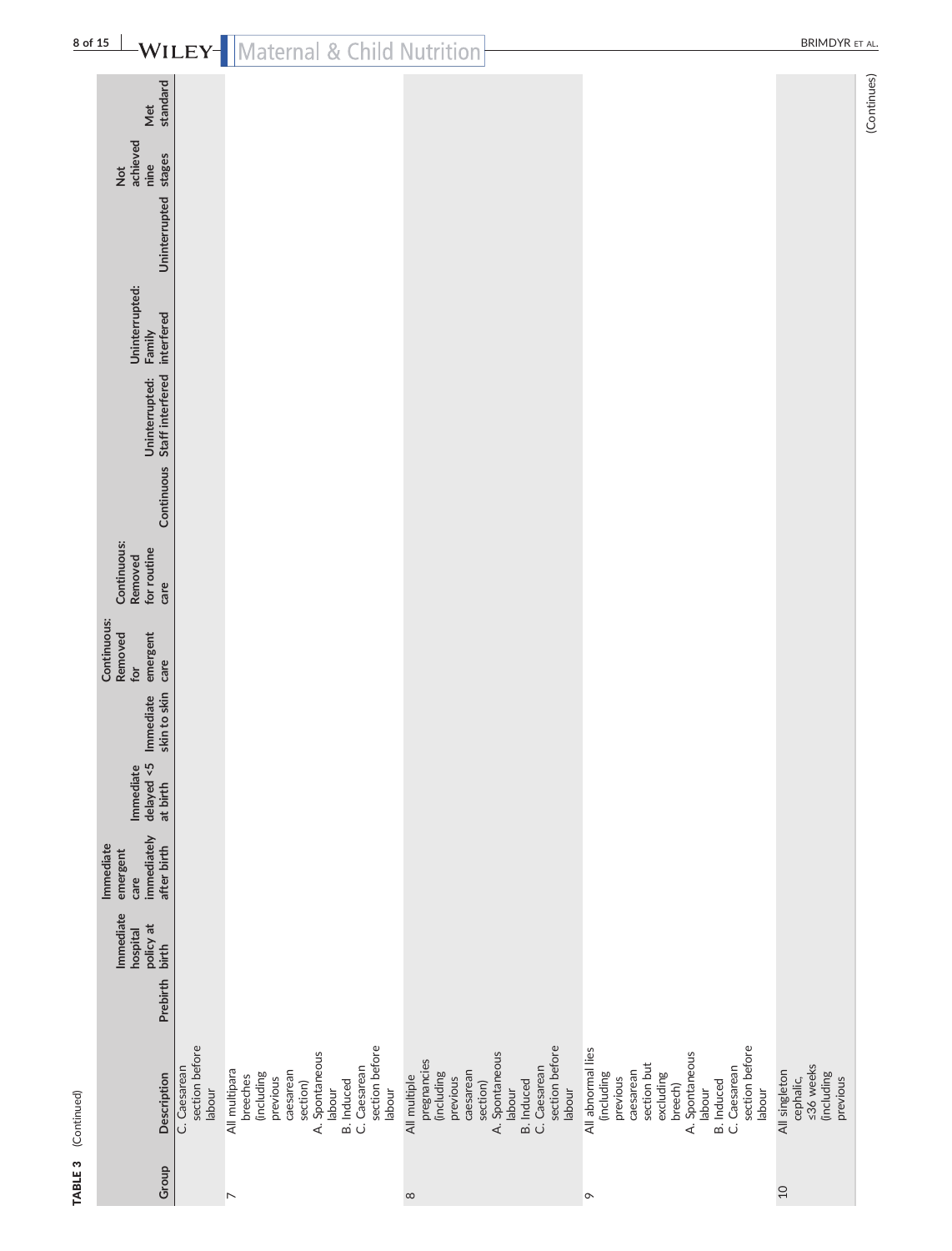**TABLE 3** (Continued)

| Group | Description | Prebirth | Immediate hospital policy at birth | Immediate emergent care immediately after birth | Immediate delayed <5 at birth | Immediate skin to skin | Continuous: Removed for emergent care | Continuous: Removed for routine care | Continuous | Uninterrupted: Staff interfered | Uninterrupted: Family interfered | Uninterrupted | Not achieved nine stages | Met standard |
|---|---|---|---|---|---|---|---|---|---|---|---|---|---|---|
| | C. Caesarean section before labour | | | | | | | | | | | | | |
| 7 | All multipara breeches (including previous caesarean section)<br>A. Spontaneous labour<br>B. Induced<br>C. Caesarean section before labour | | | | | | | | | | | | | |
| 8 | All multiple pregnancies (including previous caesarean section)<br>A. Spontaneous labour<br>B. Induced<br>C. Caesarean section before labour | | | | | | | | | | | | | |
| 9 | All abnormal lies (including previous caesarean section but excluding breech)<br>A. Spontaneous labour<br>B. Induced<br>C. Caesarean section before labour | | | | | | | | | | | | | |
| 10 | All singleton cephalic, ≤36 weeks (including previous | | | | | | | | | | | | | |

(Continues)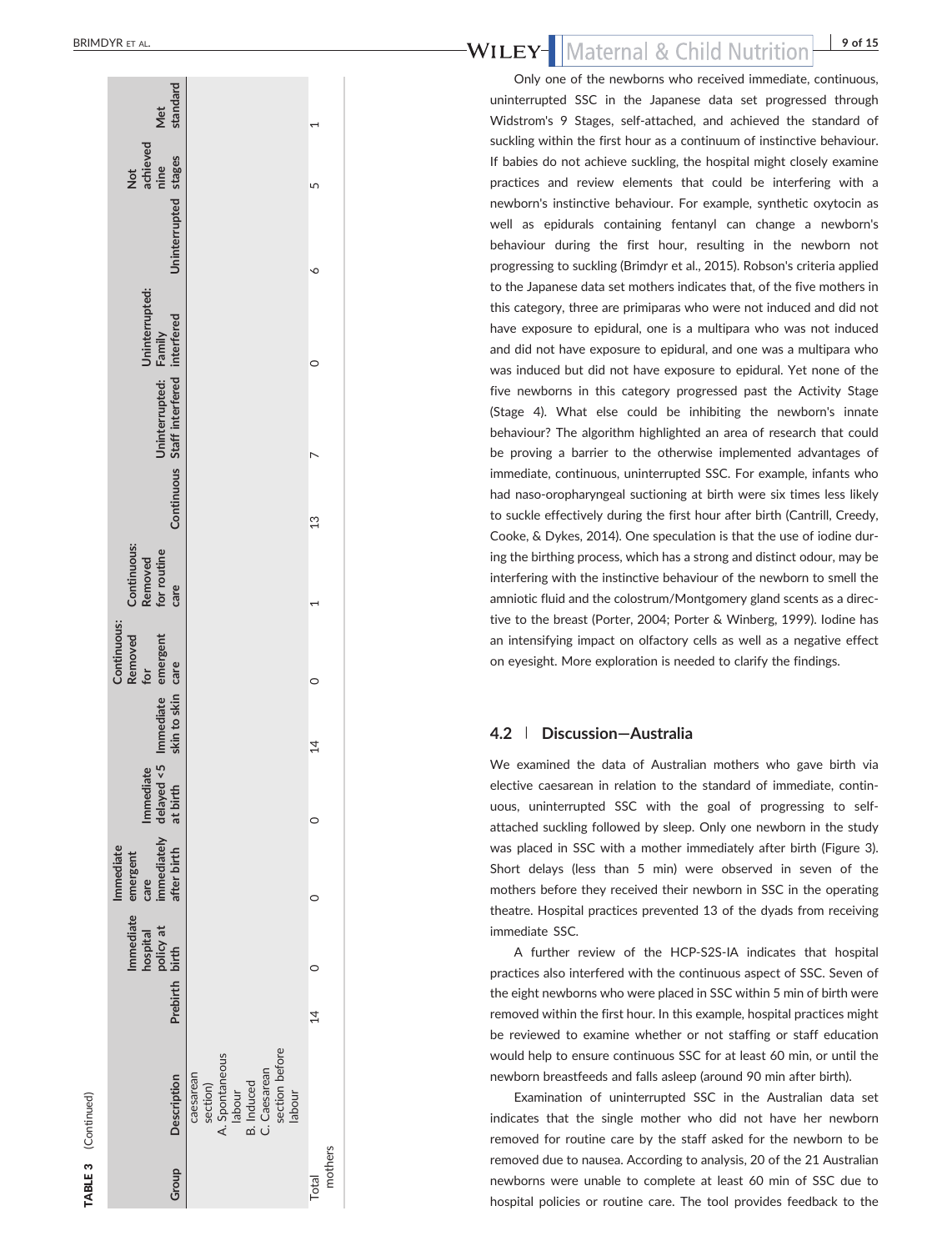**TABLE 3** (Continued)

| Group | Description | Prebirth | Immediate hospital policy at birth | Immediate emergent care immediately after birth | Immediate delayed <5 at birth | Immediate skin to skin | Continuous: Removed for emergent care | Continuous: Removed for routine care | Continuous | Uninterrupted: Staff interfered | Uninterrupted: Family interfered | Uninterrupted | Not achieved nine stages | Met standard |
|---|---|---|---|---|---|---|---|---|---|---|---|---|---|---|
| | caesarean section)<br>A. Spontaneous labour<br>B. Induced<br>C. Caesarean section before labour | | | | | | | | | | | | | |
| Total mothers | | 14 | 0 | 0 | 0 | 14 | 0 | 1 | 13 | 7 | 0 | 6 | 5 | 1 |

Only one of the newborns who received immediate, continuous, uninterrupted SSC in the Japanese data set progressed through Widstrom's 9 Stages, self-attached, and achieved the standard of suckling within the first hour as a continuum of instinctive behaviour. If babies do not achieve suckling, the hospital might closely examine practices and review elements that could be interfering with a newborn's instinctive behaviour. For example, synthetic oxytocin as well as epidurals containing fentanyl can change a newborn's behaviour during the first hour, resulting in the newborn not progressing to suckling (Brimdyr et al., 2015). Robson's criteria applied to the Japanese data set mothers indicates that, of the five mothers in this category, three are primiparas who were not induced and did not have exposure to epidural, one is a multipara who was not induced and did not have exposure to epidural, and one was a multipara who was induced but did not have exposure to epidural. Yet none of the five newborns in this category progressed past the Activity Stage (Stage 4). What else could be inhibiting the newborn's innate behaviour? The algorithm highlighted an area of research that could be proving a barrier to the otherwise implemented advantages of immediate, continuous, uninterrupted SSC. For example, infants who had naso-oropharyngeal suctioning at birth were six times less likely to suckle effectively during the first hour after birth (Cantrill, Creedy, Cooke, & Dykes, 2014). One speculation is that the use of iodine during the birthing process, which has a strong and distinct odour, may be interfering with the instinctive behaviour of the newborn to smell the amniotic fluid and the colostrum/Montgomery gland scents as a directive to the breast (Porter, 2004; Porter & Winberg, 1999). Iodine has an intensifying impact on olfactory cells as well as a negative effect on eyesight. More exploration is needed to clarify the findings.

## 4.2 | Discussion—Australia

We examined the data of Australian mothers who gave birth via elective caesarean in relation to the standard of immediate, continuous, uninterrupted SSC with the goal of progressing to self-attached suckling followed by sleep. Only one newborn in the study was placed in SSC with a mother immediately after birth (Figure 3). Short delays (less than 5 min) were observed in seven of the mothers before they received their newborn in SSC in the operating theatre. Hospital practices prevented 13 of the dyads from receiving immediate SSC.

A further review of the HCP-S2S-IA indicates that hospital practices also interfered with the continuous aspect of SSC. Seven of the eight newborns who were placed in SSC within 5 min of birth were removed within the first hour. In this example, hospital practices might be reviewed to examine whether or not staffing or staff education would help to ensure continuous SSC for at least 60 min, or until the newborn breastfeeds and falls asleep (around 90 min after birth).

Examination of uninterrupted SSC in the Australian data set indicates that the single mother who did not have her newborn removed for routine care by the staff asked for the newborn to be removed due to nausea. According to analysis, 20 of the 21 Australian newborns were unable to complete at least 60 min of SSC due to hospital policies or routine care. The tool provides feedback to the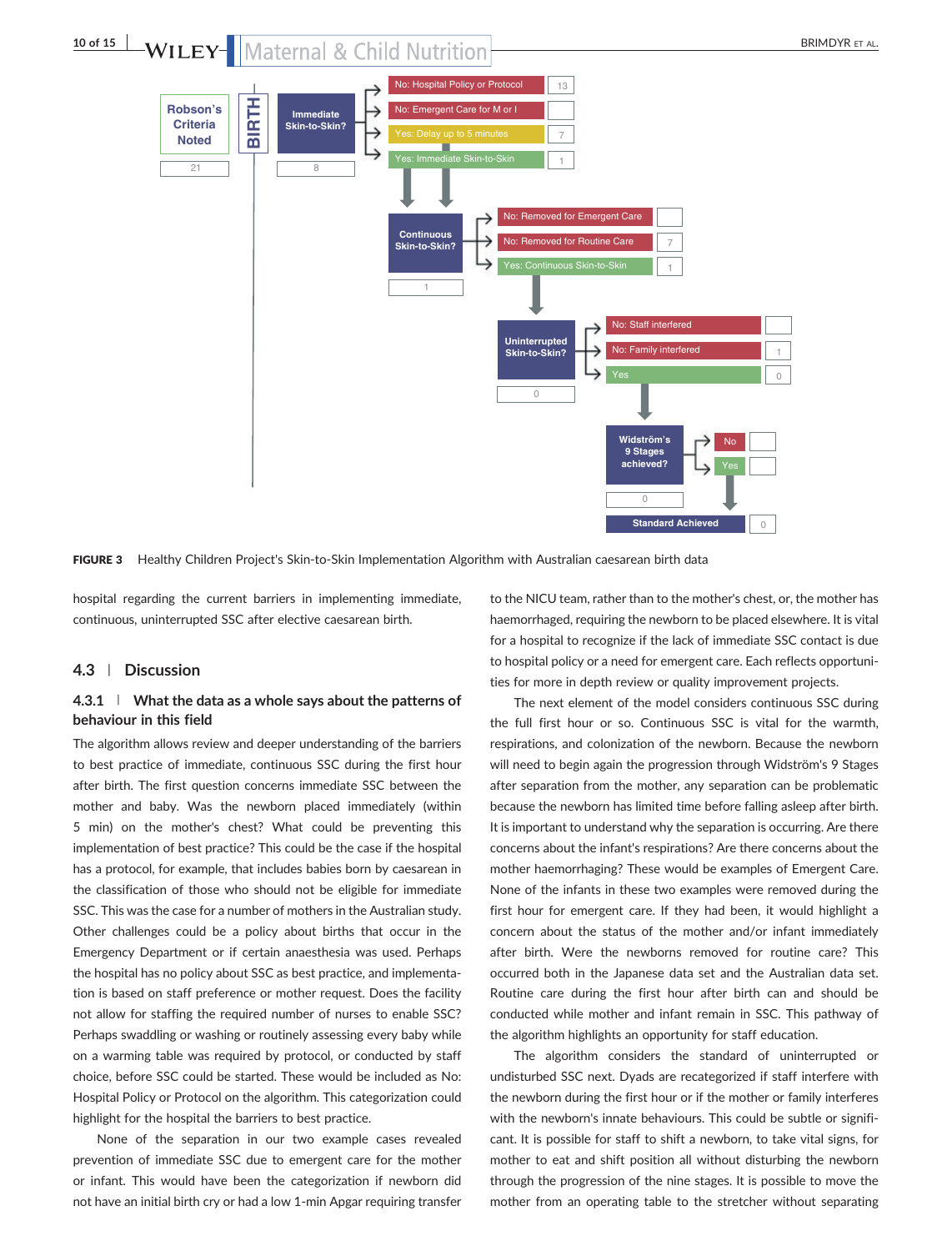FIGURE 3 Healthy Children Project's Skin-to-Skin Implementation Algorithm with Australian caesarean birth data

hospital regarding the current barriers in implementing immediate, continuous, uninterrupted SSC after elective caesarean birth.

## 4.3 | Discussion

### 4.3.1 | What the data as a whole says about the patterns of behaviour in this field

The algorithm allows review and deeper understanding of the barriers to best practice of immediate, continuous SSC during the first hour after birth. The first question concerns immediate SSC between the mother and baby. Was the newborn placed immediately (within 5 min) on the mother's chest? What could be preventing this implementation of best practice? This could be the case if the hospital has a protocol, for example, that includes babies born by caesarean in the classification of those who should not be eligible for immediate SSC. This was the case for a number of mothers in the Australian study. Other challenges could be a policy about births that occur in the Emergency Department or if certain anaesthesia was used. Perhaps the hospital has no policy about SSC as best practice, and implementation is based on staff preference or mother request. Does the facility not allow for staffing the required number of nurses to enable SSC? Perhaps swaddling or washing or routinely assessing every baby while on a warming table was required by protocol, or conducted by staff choice, before SSC could be started. These would be included as No: Hospital Policy or Protocol on the algorithm. This categorization could highlight for the hospital the barriers to best practice.

None of the separation in our two example cases revealed prevention of immediate SSC due to emergent care for the mother or infant. This would have been the categorization if newborn did not have an initial birth cry or had a low 1-min Apgar requiring transfer to the NICU team, rather than to the mother's chest, or, the mother has haemorrhaged, requiring the newborn to be placed elsewhere. It is vital for a hospital to recognize if the lack of immediate SSC contact is due to hospital policy or a need for emergent care. Each reflects opportunities for more in depth review or quality improvement projects.

The next element of the model considers continuous SSC during the full first hour or so. Continuous SSC is vital for the warmth, respirations, and colonization of the newborn. Because the newborn will need to begin again the progression through Widström's 9 Stages after separation from the mother, any separation can be problematic because the newborn has limited time before falling asleep after birth. It is important to understand why the separation is occurring. Are there concerns about the infant's respirations? Are there concerns about the mother haemorrhaging? These would be examples of Emergent Care. None of the infants in these two examples were removed during the first hour for emergent care. If they had been, it would highlight a concern about the status of the mother and/or infant immediately after birth. Were the newborns removed for routine care? This occurred both in the Japanese data set and the Australian data set. Routine care during the first hour after birth can and should be conducted while mother and infant remain in SSC. This pathway of the algorithm highlights an opportunity for staff education.

The algorithm considers the standard of uninterrupted or undisturbed SSC next. Dyads are recategorized if staff interfere with the newborn during the first hour or if the mother or family interferes with the newborn's innate behaviours. This could be subtle or significant. It is possible for staff to shift a newborn, to take vital signs, for mother to eat and shift position all without disturbing the newborn through the progression of the nine stages. It is possible to move the mother from an operating table to the stretcher without separating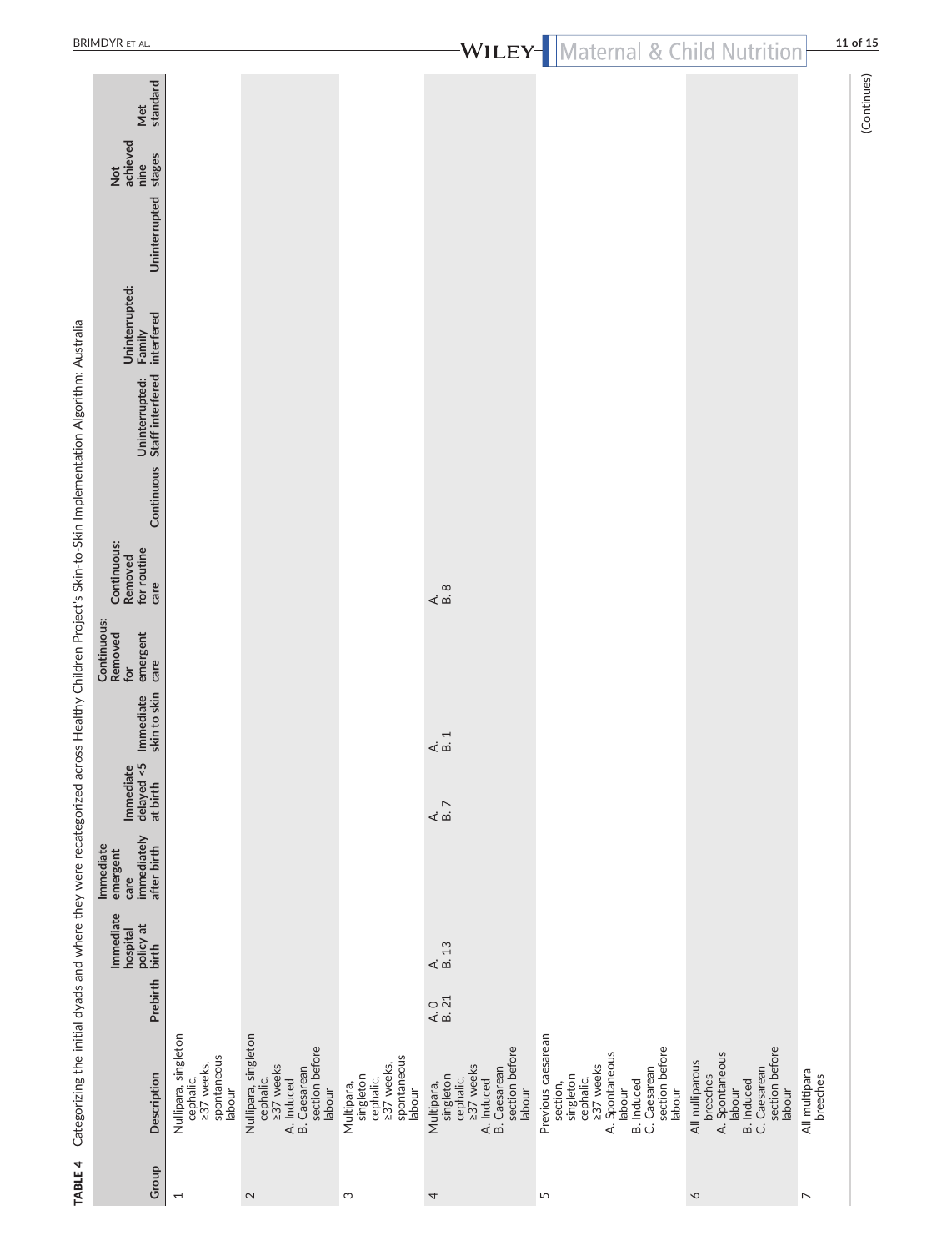**TABLE 4** Categorizing the initial dyads and where they were recategorized across Healthy Children Project's Skin-to-Skin Implementation Algorithm: Australia

| Group | Description | Prebirth | Immediate hospital policy at birth | Immediate emergent care immediately after birth | Immediate delayed <5 at birth | Immediate skin to skin | Continuous: Removed for emergent care | Continuous: Removed for routine care | Continuous | Uninterrupted: Staff interfered | Uninterrupted: Family interfered | Uninterrupted | Not achieved nine stages | Met standard |
|---|---|---|---|---|---|---|---|---|---|---|---|---|---|---|
| 1 | Nullipara, singleton cephalic, ≥37 weeks, spontaneous labour | | | | | | | | | | | | | |
| 2 | Nullipara, singleton cephalic, ≥37 weeks<br>A. Induced<br>B. Caesarean section before labour | | | | | | | | | | | | | |
| 3 | Multipara, singleton cephalic, ≥37 weeks, spontaneous labour | | | | | | | | | | | | | |
| 4 | Multipara, singleton cephalic, ≥37 weeks<br>A. Induced<br>B. Caesarean section before labour | A. 0<br>B. 21 | A.<br>B. 13 | | A.<br>B. 7 | A.<br>B. 1 | | A.<br>B. 8 | | | | | | |
| 5 | Previous caesarean section, singleton cephalic, ≥37 weeks<br>A. Spontaneous labour<br>B. Induced<br>C. Caesarean section before labour | | | | | | | | | | | | | |
| 6 | All nulliparous breeches<br>A. Spontaneous labour<br>B. Induced<br>C. Caesarean section before labour | | | | | | | | | | | | | |
| 7 | All multipara breeches | | | | | | | | | | | | | |

(Continues)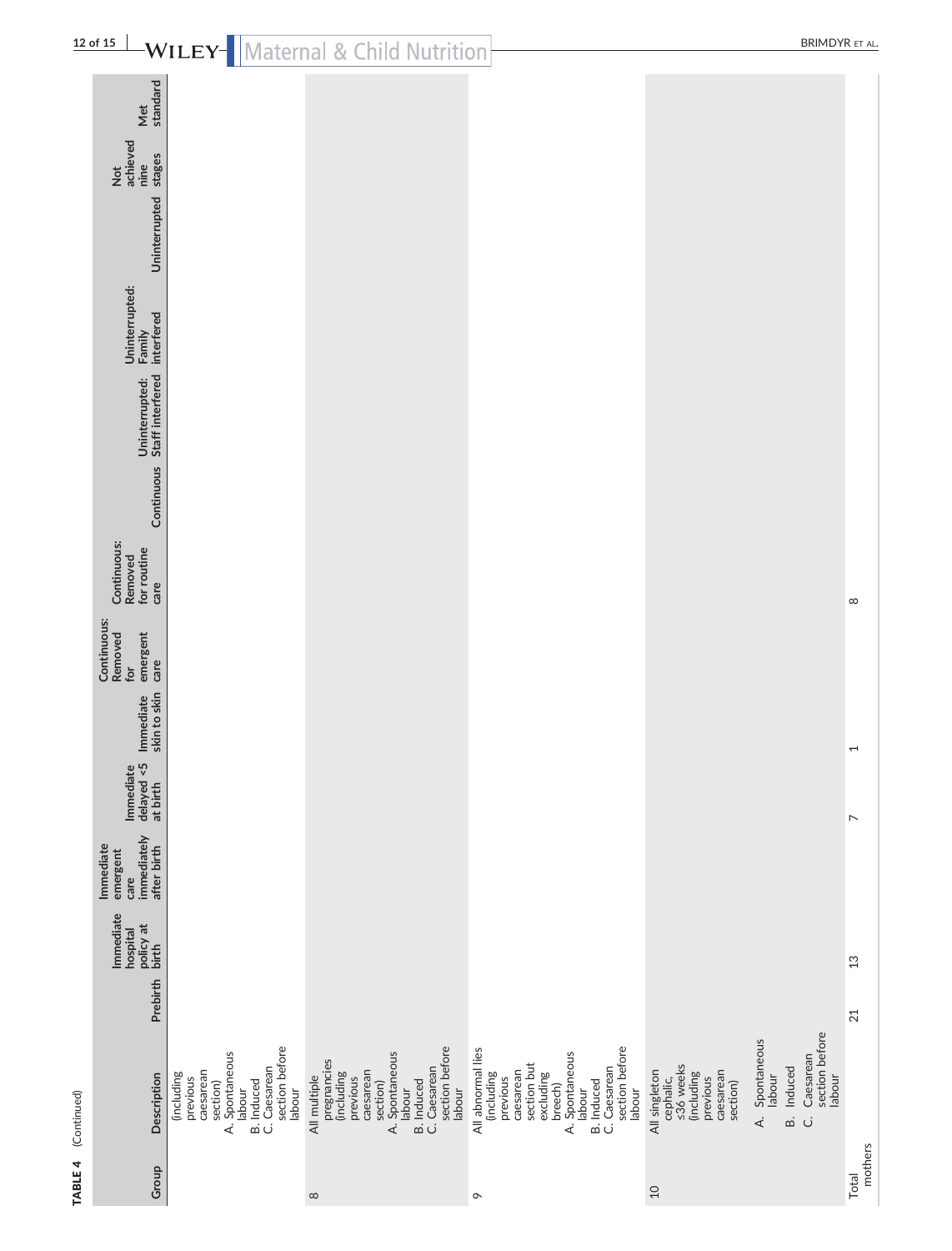**TABLE 4** (Continued)

| Group | Description | Prebirth | Immediate hospital policy at birth | Immediate emergent care immediately after birth | Immediate delayed <5 at birth | Immediate skin to skin | Continuous: Removed for emergent care | Continuous: Removed for routine care | Continuous | Uninterrupted: Staff interfered | Uninterrupted: Family interfered | Uninterrupted | Not achieved nine stages | Met standard |
|---|---|---|---|---|---|---|---|---|---|---|---|---|---|---|
| | (including previous caesarean section)<br>A. Spontaneous labour<br>B. Induced<br>C. Caesarean section before labour | | | | | | | | | | | | | |
| 8 | All multiple pregnancies (including previous caesarean section)<br>A. Spontaneous labour<br>B. Induced<br>C. Caesarean section before labour | | | | | | | | | | | | | |
| 9 | All abnormal lies (including previous caesarean section but excluding breech)<br>A. Spontaneous labour<br>B. Induced<br>C. Caesarean section before labour | | | | | | | | | | | | | |
| 10 | All singleton cephalic, ≤36 weeks (including previous caesarean section)<br>A. Spontaneous labour<br>B. Induced<br>C. Caesarean section before labour | | | | | | | | | | | | | |
| Total mothers | | 21 | 13 | | 7 | 1 | | 8 | | | | | | |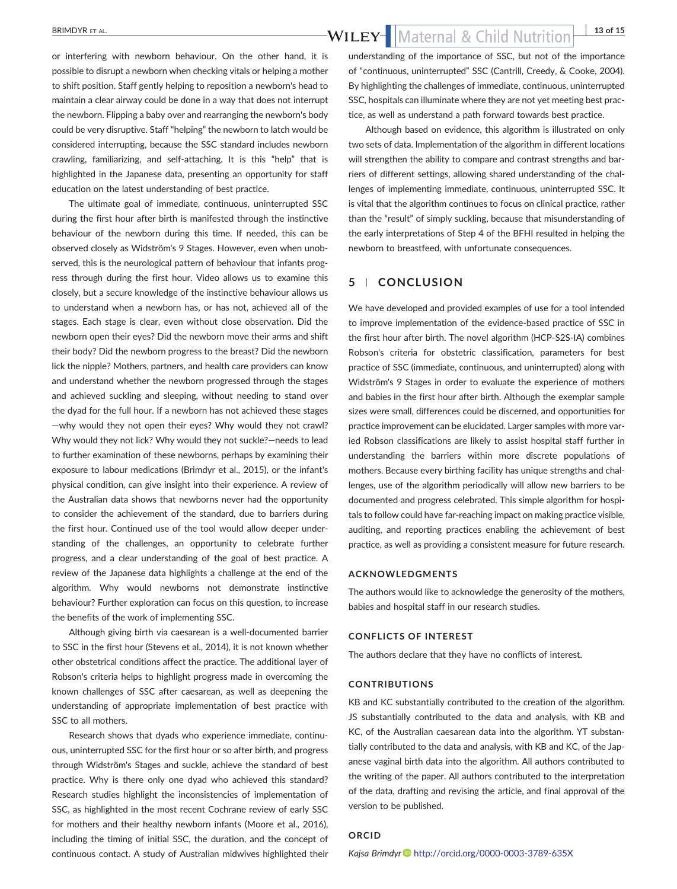or interfering with newborn behaviour. On the other hand, it is possible to disrupt a newborn when checking vitals or helping a mother to shift position. Staff gently helping to reposition a newborn's head to maintain a clear airway could be done in a way that does not interrupt the newborn. Flipping a baby over and rearranging the newborn's body could be very disruptive. Staff "helping" the newborn to latch would be considered interrupting, because the SSC standard includes newborn crawling, familiarizing, and self-attaching. It is this "help" that is highlighted in the Japanese data, presenting an opportunity for staff education on the latest understanding of best practice.

The ultimate goal of immediate, continuous, uninterrupted SSC during the first hour after birth is manifested through the instinctive behaviour of the newborn during this time. If needed, this can be observed closely as Widström's 9 Stages. However, even when unobserved, this is the neurological pattern of behaviour that infants progress through during the first hour. Video allows us to examine this closely, but a secure knowledge of the instinctive behaviour allows us to understand when a newborn has, or has not, achieved all of the stages. Each stage is clear, even without close observation. Did the newborn open their eyes? Did the newborn move their arms and shift their body? Did the newborn progress to the breast? Did the newborn lick the nipple? Mothers, partners, and health care providers can know and understand whether the newborn progressed through the stages and achieved suckling and sleeping, without needing to stand over the dyad for the full hour. If a newborn has not achieved these stages —why would they not open their eyes? Why would they not crawl? Why would they not lick? Why would they not suckle?—needs to lead to further examination of these newborns, perhaps by examining their exposure to labour medications (Brimdyr et al., 2015), or the infant's physical condition, can give insight into their experience. A review of the Australian data shows that newborns never had the opportunity to consider the achievement of the standard, due to barriers during the first hour. Continued use of the tool would allow deeper understanding of the challenges, an opportunity to celebrate further progress, and a clear understanding of the goal of best practice. A review of the Japanese data highlights a challenge at the end of the algorithm. Why would newborns not demonstrate instinctive behaviour? Further exploration can focus on this question, to increase the benefits of the work of implementing SSC.

Although giving birth via caesarean is a well-documented barrier to SSC in the first hour (Stevens et al., 2014), it is not known whether other obstetrical conditions affect the practice. The additional layer of Robson's criteria helps to highlight progress made in overcoming the known challenges of SSC after caesarean, as well as deepening the understanding of appropriate implementation of best practice with SSC to all mothers.

Research shows that dyads who experience immediate, continuous, uninterrupted SSC for the first hour or so after birth, and progress through Widström's Stages and suckle, achieve the standard of best practice. Why is there only one dyad who achieved this standard? Research studies highlight the inconsistencies of implementation of SSC, as highlighted in the most recent Cochrane review of early SSC for mothers and their healthy newborn infants (Moore et al., 2016), including the timing of initial SSC, the duration, and the concept of continuous contact. A study of Australian midwives highlighted their understanding of the importance of SSC, but not of the importance of "continuous, uninterrupted" SSC (Cantrill, Creedy, & Cooke, 2004). By highlighting the challenges of immediate, continuous, uninterrupted SSC, hospitals can illuminate where they are not yet meeting best practice, as well as understand a path forward towards best practice.

Although based on evidence, this algorithm is illustrated on only two sets of data. Implementation of the algorithm in different locations will strengthen the ability to compare and contrast strengths and barriers of different settings, allowing shared understanding of the challenges of implementing immediate, continuous, uninterrupted SSC. It is vital that the algorithm continues to focus on clinical practice, rather than the "result" of simply suckling, because that misunderstanding of the early interpretations of Step 4 of the BFHI resulted in helping the newborn to breastfeed, with unfortunate consequences.

## 5 | CONCLUSION

We have developed and provided examples of use for a tool intended to improve implementation of the evidence-based practice of SSC in the first hour after birth. The novel algorithm (HCP-S2S-IA) combines Robson's criteria for obstetric classification, parameters for best practice of SSC (immediate, continuous, and uninterrupted) along with Widström's 9 Stages in order to evaluate the experience of mothers and babies in the first hour after birth. Although the exemplar sample sizes were small, differences could be discerned, and opportunities for practice improvement can be elucidated. Larger samples with more varied Robson classifications are likely to assist hospital staff further in understanding the barriers within more discrete populations of mothers. Because every birthing facility has unique strengths and challenges, use of the algorithm periodically will allow new barriers to be documented and progress celebrated. This simple algorithm for hospitals to follow could have far-reaching impact on making practice visible, auditing, and reporting practices enabling the achievement of best practice, as well as providing a consistent measure for future research.

### ACKNOWLEDGMENTS

The authors would like to acknowledge the generosity of the mothers, babies and hospital staff in our research studies.

### CONFLICTS OF INTEREST

The authors declare that they have no conflicts of interest.

### CONTRIBUTIONS

KB and KC substantially contributed to the creation of the algorithm. JS substantially contributed to the data and analysis, with KB and KC, of the Australian caesarean data into the algorithm. YT substantially contributed to the data and analysis, with KB and KC, of the Japanese vaginal birth data into the algorithm. All authors contributed to the writing of the paper. All authors contributed to the interpretation of the data, drafting and revising the article, and final approval of the version to be published.

### ORCID

*Kajsa Brimdyr* http://orcid.org/0000-0003-3789-635X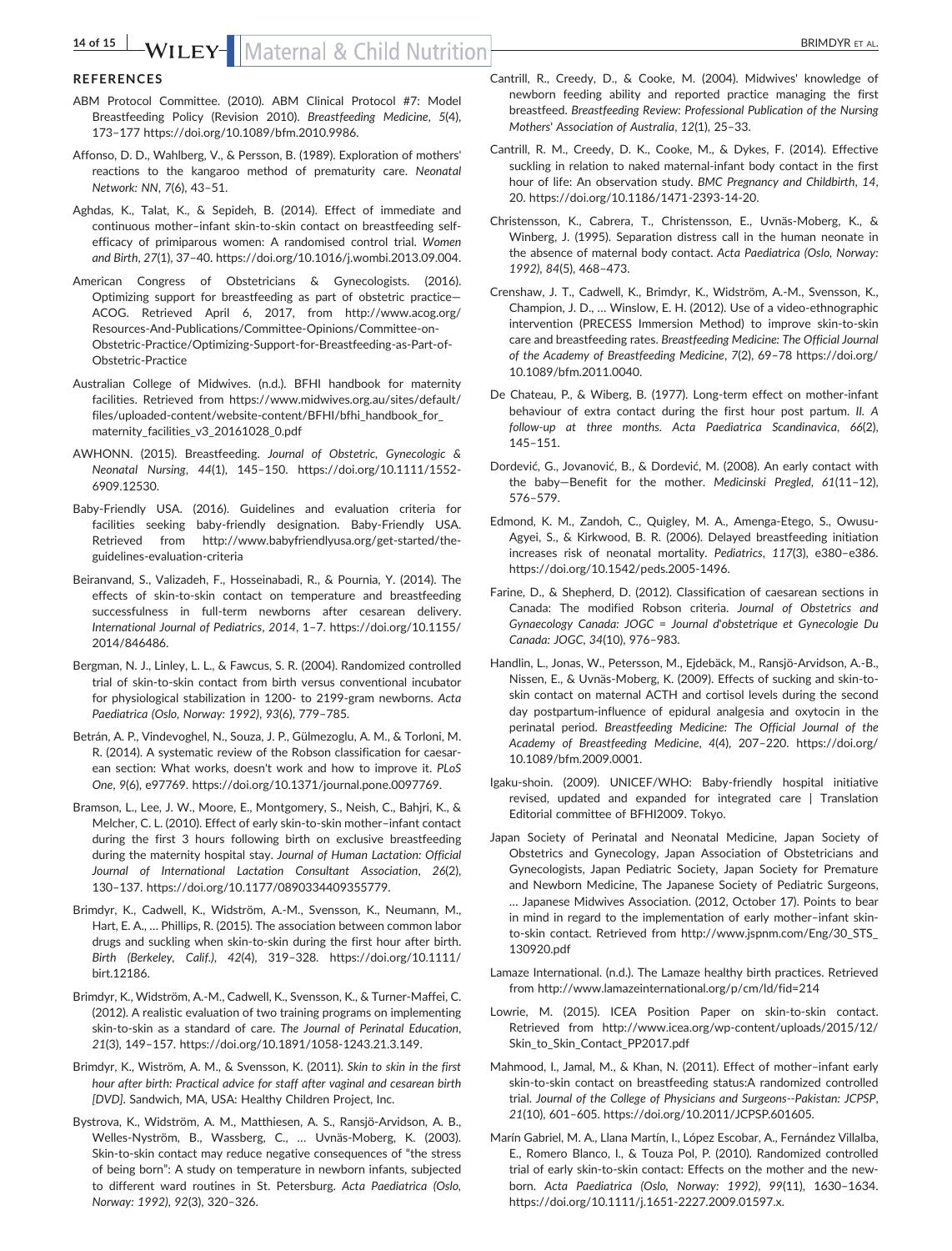## REFERENCES

ABM Protocol Committee. (2010). ABM Clinical Protocol #7: Model Breastfeeding Policy (Revision 2010). *Breastfeeding Medicine*, *5*(4), 173–177 https://doi.org/10.1089/bfm.2010.9986.

Affonso, D. D., Wahlberg, V., & Persson, B. (1989). Exploration of mothers' reactions to the kangaroo method of prematurity care. *Neonatal Network: NN*, *7*(6), 43–51.

Aghdas, K., Talat, K., & Sepideh, B. (2014). Effect of immediate and continuous mother–infant skin-to-skin contact on breastfeeding self-efficacy of primiparous women: A randomised control trial. *Women and Birth*, *27*(1), 37–40. https://doi.org/10.1016/j.wombi.2013.09.004.

American Congress of Obstetricians & Gynecologists. (2016). Optimizing support for breastfeeding as part of obstetric practice—ACOG. Retrieved April 6, 2017, from http://www.acog.org/Resources-And-Publications/Committee-Opinions/Committee-on-Obstetric-Practice/Optimizing-Support-for-Breastfeeding-as-Part-of-Obstetric-Practice

Australian College of Midwives. (n.d.). BFHI handbook for maternity facilities. Retrieved from https://www.midwives.org.au/sites/default/files/uploaded-content/website-content/BFHI/bfhi_handbook_for_maternity_facilities_v3_20161028_0.pdf

AWHONN. (2015). Breastfeeding. *Journal of Obstetric, Gynecologic & Neonatal Nursing*, *44*(1), 145–150. https://doi.org/10.1111/1552-6909.12530.

Baby-Friendly USA. (2016). Guidelines and evaluation criteria for facilities seeking baby-friendly designation. Baby-Friendly USA. Retrieved from http://www.babyfriendlyusa.org/get-started/the-guidelines-evaluation-criteria

Beiranvand, S., Valizadeh, F., Hosseinabadi, R., & Pournia, Y. (2014). The effects of skin-to-skin contact on temperature and breastfeeding successfulness in full-term newborns after cesarean delivery. *International Journal of Pediatrics*, *2014*, 1–7. https://doi.org/10.1155/2014/846486.

Bergman, N. J., Linley, L. L., & Fawcus, S. R. (2004). Randomized controlled trial of skin-to-skin contact from birth versus conventional incubator for physiological stabilization in 1200- to 2199-gram newborns. *Acta Paediatrica (Oslo, Norway: 1992)*, *93*(6), 779–785.

Betrán, A. P., Vindevoghel, N., Souza, J. P., Gülmezoglu, A. M., & Torloni, M. R. (2014). A systematic review of the Robson classification for caesarean section: What works, doesn't work and how to improve it. *PLoS One*, *9*(6), e97769. https://doi.org/10.1371/journal.pone.0097769.

Bramson, L., Lee, J. W., Moore, E., Montgomery, S., Neish, C., Bahjri, K., & Melcher, C. L. (2010). Effect of early skin-to-skin mother–infant contact during the first 3 hours following birth on exclusive breastfeeding during the maternity hospital stay. *Journal of Human Lactation: Official Journal of International Lactation Consultant Association*, *26*(2), 130–137. https://doi.org/10.1177/0890334409355779.

Brimdyr, K., Cadwell, K., Widström, A.-M., Svensson, K., Neumann, M., Hart, E. A., … Phillips, R. (2015). The association between common labor drugs and suckling when skin-to-skin during the first hour after birth. *Birth (Berkeley, Calif.)*, *42*(4), 319–328. https://doi.org/10.1111/birt.12186.

Brimdyr, K., Widström, A.-M., Cadwell, K., Svensson, K., & Turner-Maffei, C. (2012). A realistic evaluation of two training programs on implementing skin-to-skin as a standard of care. *The Journal of Perinatal Education*, *21*(3), 149–157. https://doi.org/10.1891/1058-1243.21.3.149.

Brimdyr, K., Wiström, A. M., & Svensson, K. (2011). *Skin to skin in the first hour after birth: Practical advice for staff after vaginal and cesarean birth [DVD]*. Sandwich, MA, USA: Healthy Children Project, Inc.

Bystrova, K., Widström, A. M., Matthiesen, A. S., Ransjö-Arvidson, A. B., Welles-Nyström, B., Wassberg, C., … Uvnäs-Moberg, K. (2003). Skin-to-skin contact may reduce negative consequences of "the stress of being born": A study on temperature in newborn infants, subjected to different ward routines in St. Petersburg. *Acta Paediatrica (Oslo, Norway: 1992)*, *92*(3), 320–326.

Cantrill, R., Creedy, D., & Cooke, M. (2004). Midwives' knowledge of newborn feeding ability and reported practice managing the first breastfeed. *Breastfeeding Review: Professional Publication of the Nursing Mothers' Association of Australia*, *12*(1), 25–33.

Cantrill, R. M., Creedy, D. K., Cooke, M., & Dykes, F. (2014). Effective suckling in relation to naked maternal-infant body contact in the first hour of life: An observation study. *BMC Pregnancy and Childbirth*, *14*, 20. https://doi.org/10.1186/1471-2393-14-20.

Christensson, K., Cabrera, T., Christensson, E., Uvnäs-Moberg, K., & Winberg, J. (1995). Separation distress call in the human neonate in the absence of maternal body contact. *Acta Paediatrica (Oslo, Norway: 1992)*, *84*(5), 468–473.

Crenshaw, J. T., Cadwell, K., Brimdyr, K., Widström, A.-M., Svensson, K., Champion, J. D., … Winslow, E. H. (2012). Use of a video-ethnographic intervention (PRECESS Immersion Method) to improve skin-to-skin care and breastfeeding rates. *Breastfeeding Medicine: The Official Journal of the Academy of Breastfeeding Medicine*, *7*(2), 69–78 https://doi.org/10.1089/bfm.2011.0040.

De Chateau, P., & Wiberg, B. (1977). Long-term effect on mother-infant behaviour of extra contact during the first hour post partum. *II. A follow-up at three months. Acta Paediatrica Scandinavica*, *66*(2), 145–151.

Dordević, G., Jovanović, B., & Dordević, M. (2008). An early contact with the baby—Benefit for the mother. *Medicinski Pregled*, *61*(11–12), 576–579.

Edmond, K. M., Zandoh, C., Quigley, M. A., Amenga-Etego, S., Owusu-Agyei, S., & Kirkwood, B. R. (2006). Delayed breastfeeding initiation increases risk of neonatal mortality. *Pediatrics*, *117*(3), e380–e386. https://doi.org/10.1542/peds.2005-1496.

Farine, D., & Shepherd, D. (2012). Classification of caesarean sections in Canada: The modified Robson criteria. *Journal of Obstetrics and Gynaecology Canada: JOGC = Journal d'obstetrique et Gynecologie Du Canada: JOGC*, *34*(10), 976–983.

Handlin, L., Jonas, W., Petersson, M., Ejdebäck, M., Ransjö-Arvidson, A.-B., Nissen, E., & Uvnäs-Moberg, K. (2009). Effects of sucking and skin-to-skin contact on maternal ACTH and cortisol levels during the second day postpartum-influence of epidural analgesia and oxytocin in the perinatal period. *Breastfeeding Medicine: The Official Journal of the Academy of Breastfeeding Medicine*, *4*(4), 207–220. https://doi.org/10.1089/bfm.2009.0001.

Igaku-shoin. (2009). UNICEF/WHO: Baby-friendly hospital initiative revised, updated and expanded for integrated care | Translation Editorial committee of BFHI2009. Tokyo.

Japan Society of Perinatal and Neonatal Medicine, Japan Society of Obstetrics and Gynecology, Japan Association of Obstetricians and Gynecologists, Japan Pediatric Society, Japan Society for Premature and Newborn Medicine, The Japanese Society of Pediatric Surgeons, … Japanese Midwives Association. (2012, October 17). Points to bear in mind in regard to the implementation of early mother–infant skin-to-skin contact. Retrieved from http://www.jspnm.com/Eng/30_STS_130920.pdf

Lamaze International. (n.d.). The Lamaze healthy birth practices. Retrieved from http://www.lamazeinternational.org/p/cm/ld/fid=214

Lowrie, M. (2015). ICEA Position Paper on skin-to-skin contact. Retrieved from http://www.icea.org/wp-content/uploads/2015/12/Skin_to_Skin_Contact_PP2017.pdf

Mahmood, I., Jamal, M., & Khan, N. (2011). Effect of mother–infant early skin-to-skin contact on breastfeeding status:A randomized controlled trial. *Journal of the College of Physicians and Surgeons--Pakistan: JCPSP*, *21*(10), 601–605. https://doi.org/10.2011/JCPSP.601605.

Marín Gabriel, M. A., Llana Martín, I., López Escobar, A., Fernández Villalba, E., Romero Blanco, I., & Touza Pol, P. (2010). Randomized controlled trial of early skin-to-skin contact: Effects on the mother and the newborn. *Acta Paediatrica (Oslo, Norway: 1992)*, *99*(11), 1630–1634. https://doi.org/10.1111/j.1651-2227.2009.01597.x.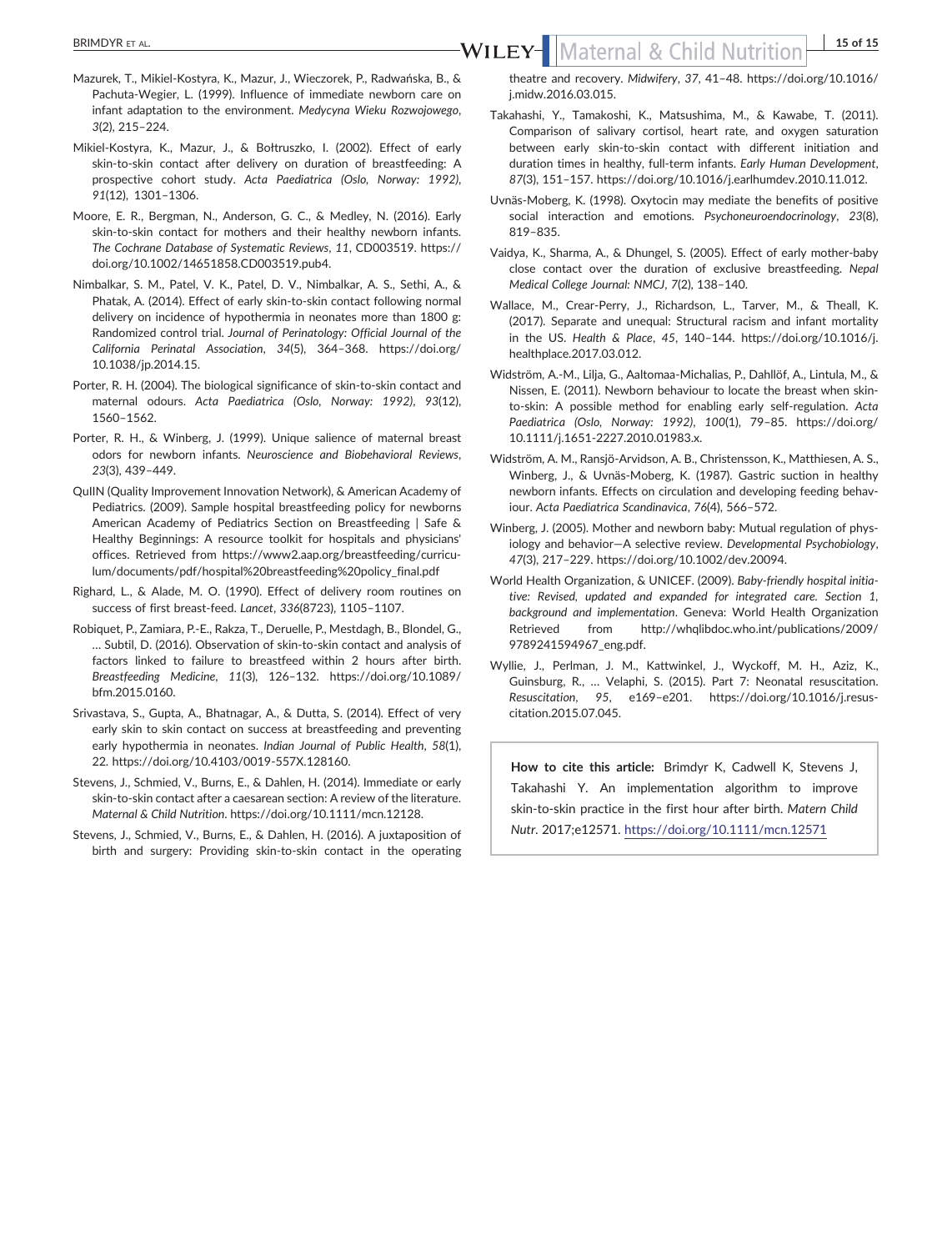Mazurek, T., Mikiel-Kostyra, K., Mazur, J., Wieczorek, P., Radwańska, B., & Pachuta-Wegier, L. (1999). Influence of immediate newborn care on infant adaptation to the environment. *Medycyna Wieku Rozwojowego*, *3*(2), 215–224.

Mikiel-Kostyra, K., Mazur, J., & Bołtruszko, I. (2002). Effect of early skin-to-skin contact after delivery on duration of breastfeeding: A prospective cohort study. *Acta Paediatrica (Oslo, Norway: 1992)*, *91*(12), 1301–1306.

Moore, E. R., Bergman, N., Anderson, G. C., & Medley, N. (2016). Early skin-to-skin contact for mothers and their healthy newborn infants. *The Cochrane Database of Systematic Reviews*, *11*, CD003519. https://doi.org/10.1002/14651858.CD003519.pub4.

Nimbalkar, S. M., Patel, V. K., Patel, D. V., Nimbalkar, A. S., Sethi, A., & Phatak, A. (2014). Effect of early skin-to-skin contact following normal delivery on incidence of hypothermia in neonates more than 1800 g: Randomized control trial. *Journal of Perinatology: Official Journal of the California Perinatal Association*, *34*(5), 364–368. https://doi.org/10.1038/jp.2014.15.

Porter, R. H. (2004). The biological significance of skin-to-skin contact and maternal odours. *Acta Paediatrica (Oslo, Norway: 1992)*, *93*(12), 1560–1562.

Porter, R. H., & Winberg, J. (1999). Unique salience of maternal breast odors for newborn infants. *Neuroscience and Biobehavioral Reviews*, *23*(3), 439–449.

QuIIN (Quality Improvement Innovation Network), & American Academy of Pediatrics. (2009). Sample hospital breastfeeding policy for newborns American Academy of Pediatrics Section on Breastfeeding | Safe & Healthy Beginnings: A resource toolkit for hospitals and physicians' offices. Retrieved from https://www2.aap.org/breastfeeding/curriculum/documents/pdf/hospital%20breastfeeding%20policy_final.pdf

Righard, L., & Alade, M. O. (1990). Effect of delivery room routines on success of first breast-feed. *Lancet*, *336*(8723), 1105–1107.

Robiquet, P., Zamiara, P.-E., Rakza, T., Deruelle, P., Mestdagh, B., Blondel, G., … Subtil, D. (2016). Observation of skin-to-skin contact and analysis of factors linked to failure to breastfeed within 2 hours after birth. *Breastfeeding Medicine*, *11*(3), 126–132. https://doi.org/10.1089/bfm.2015.0160.

Srivastava, S., Gupta, A., Bhatnagar, A., & Dutta, S. (2014). Effect of very early skin to skin contact on success at breastfeeding and preventing early hypothermia in neonates. *Indian Journal of Public Health*, *58*(1), 22. https://doi.org/10.4103/0019-557X.128160.

Stevens, J., Schmied, V., Burns, E., & Dahlen, H. (2014). Immediate or early skin-to-skin contact after a caesarean section: A review of the literature. *Maternal & Child Nutrition*. https://doi.org/10.1111/mcn.12128.

Stevens, J., Schmied, V., Burns, E., & Dahlen, H. (2016). A juxtaposition of birth and surgery: Providing skin-to-skin contact in the operating theatre and recovery. *Midwifery*, *37*, 41–48. https://doi.org/10.1016/j.midw.2016.03.015.

Takahashi, Y., Tamakoshi, K., Matsushima, M., & Kawabe, T. (2011). Comparison of salivary cortisol, heart rate, and oxygen saturation between early skin-to-skin contact with different initiation and duration times in healthy, full-term infants. *Early Human Development*, *87*(3), 151–157. https://doi.org/10.1016/j.earlhumdev.2010.11.012.

Uvnäs-Moberg, K. (1998). Oxytocin may mediate the benefits of positive social interaction and emotions. *Psychoneuroendocrinology*, *23*(8), 819–835.

Vaidya, K., Sharma, A., & Dhungel, S. (2005). Effect of early mother-baby close contact over the duration of exclusive breastfeeding. *Nepal Medical College Journal: NMCJ*, *7*(2), 138–140.

Wallace, M., Crear-Perry, J., Richardson, L., Tarver, M., & Theall, K. (2017). Separate and unequal: Structural racism and infant mortality in the US. *Health & Place*, *45*, 140–144. https://doi.org/10.1016/j.healthplace.2017.03.012.

Widström, A.-M., Lilja, G., Aaltomaa-Michalias, P., Dahllöf, A., Lintula, M., & Nissen, E. (2011). Newborn behaviour to locate the breast when skin-to-skin: A possible method for enabling early self-regulation. *Acta Paediatrica (Oslo, Norway: 1992)*, *100*(1), 79–85. https://doi.org/10.1111/j.1651-2227.2010.01983.x.

Widström, A. M., Ransjö-Arvidson, A. B., Christensson, K., Matthiesen, A. S., Winberg, J., & Uvnäs-Moberg, K. (1987). Gastric suction in healthy newborn infants. Effects on circulation and developing feeding behaviour. *Acta Paediatrica Scandinavica*, *76*(4), 566–572.

Winberg, J. (2005). Mother and newborn baby: Mutual regulation of physiology and behavior—A selective review. *Developmental Psychobiology*, *47*(3), 217–229. https://doi.org/10.1002/dev.20094.

World Health Organization, & UNICEF. (2009). *Baby-friendly hospital initiative: Revised, updated and expanded for integrated care. Section 1, background and implementation*. Geneva: World Health Organization Retrieved from http://whqlibdoc.who.int/publications/2009/9789241594967_eng.pdf.

Wyllie, J., Perlman, J. M., Kattwinkel, J., Wyckoff, M. H., Aziz, K., Guinsburg, R., … Velaphi, S. (2015). Part 7: Neonatal resuscitation. *Resuscitation*, *95*, e169–e201. https://doi.org/10.1016/j.resuscitation.2015.07.045.

**How to cite this article:** Brimdyr K, Cadwell K, Stevens J, Takahashi Y. An implementation algorithm to improve skin-to-skin practice in the first hour after birth. *Matern Child Nutr*. 2017;e12571. https://doi.org/10.1111/mcn.12571